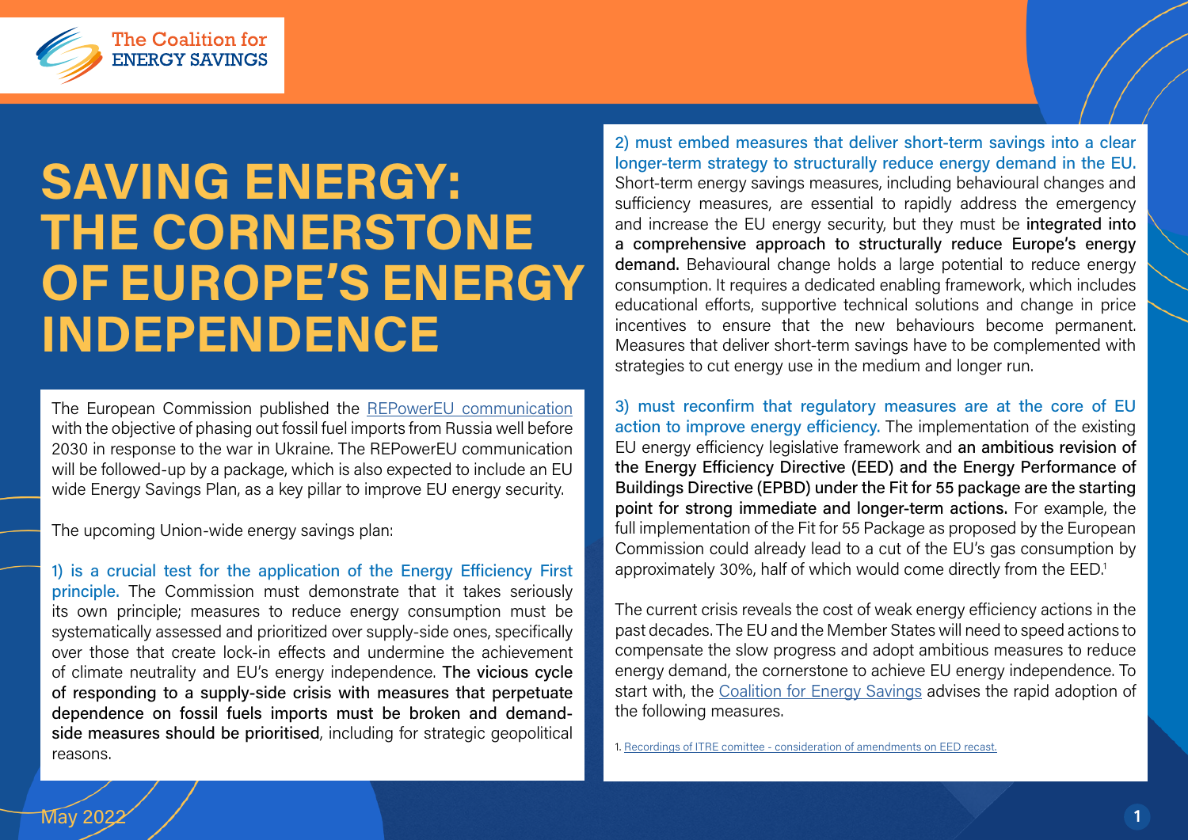The Coalition for ENERGY SAVINGS

# SAVING ENERGY: THE CORNERSTONE OF EUROPE'S ENERGY INDEPENDENCE

The European Commission published the REPowerEU communication with the objective of phasing out fossil fuel imports from Russia well before 2030 in response to the war in Ukraine. The REPowerEU communication will be followed-up by a package, which is also expected to include an EU wide Energy Savings Plan, as a key pillar to improve EU energy security.

The upcoming Union-wide energy savings plan:

1) is a crucial test for the application of the Energy Efficiency First principle. The Commission must demonstrate that it takes seriously its own principle; measures to reduce energy consumption must be systematically assessed and prioritized over supply-side ones, specifically over those that create lock-in effects and undermine the achievement of climate neutrality and EU's energy independence. **The vicious cycle of responding to a supply-side crisis with measures that perpetuate dependence on fossil fuels imports must be broken and demand-side measures should be prioritised**, including for strategic geopolitical reasons.

2) must embed measures that deliver short-term savings into a clear longer-term strategy to structurally reduce energy demand in the EU. Short-term energy savings measures, including behavioural changes and sufficiency measures, are essential to rapidly address the emergency and increase the EU energy security, but they must be **integrated into a comprehensive approach to structurally reduce Europe's energy demand.** Behavioural change holds a large potential to reduce energy consumption. It requires a dedicated enabling framework, which includes educational efforts, supportive technical solutions and change in price incentives to ensure that the new behaviours become permanent. Measures that deliver short-term savings have to be complemented with strategies to cut energy use in the medium and longer run.

3) must reconfirm that regulatory measures are at the core of EU action to improve energy efficiency. The implementation of the existing EU energy efficiency legislative framework and **an ambitious revision of the Energy Efficiency Directive (EED) and the Energy Performance of Buildings Directive (EPBD) under the Fit for 55 package are the starting point for strong immediate and longer-term actions.** For example, the full implementation of the Fit for 55 Package as proposed by the European Commission could already lead to a cut of the EU's gas consumption by approximately 30%, half of which would come directly from the EED.[1]

The current crisis reveals the cost of weak energy efficiency actions in the past decades. The EU and the Member States will need to speed actions to compensate the slow progress and adopt ambitious measures to reduce energy demand, the cornerstone to achieve EU energy independence. To start with, the Coalition for Energy Savings advises the rapid adoption of the following measures.

1. Recordings of ITRE comittee - consideration of amendments on EED recast.

May 2022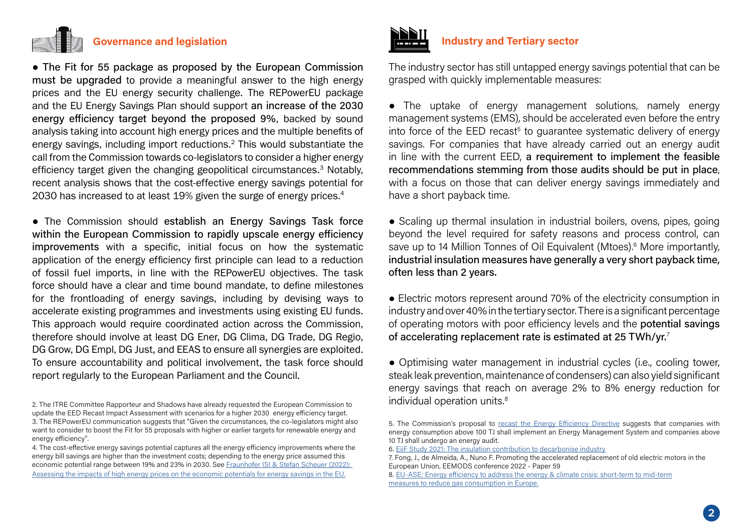## Governance and legislation

- The Fit for 55 package as proposed by the European Commission **must be upgraded** to provide a meaningful answer to the high energy prices and the EU energy security challenge. The REPowerEU package and the EU Energy Savings Plan should support **an increase of the 2030 energy efficiency target beyond the proposed 9%**, backed by sound analysis taking into account high energy prices and the multiple benefits of energy savings, including import reductions.[2] This would substantiate the call from the Commission towards co-legislators to consider a higher energy efficiency target given the changing geopolitical circumstances.[3] Notably, recent analysis shows that the cost-effective energy savings potential for 2030 has increased to at least 19% given the surge of energy prices.[4]

- The Commission should **establish an Energy Savings Task force within the European Commission to rapidly upscale energy efficiency improvements** with a specific, initial focus on how the systematic application of the energy efficiency first principle can lead to a reduction of fossil fuel imports, in line with the REPowerEU objectives. The task force should have a clear and time bound mandate, to define milestones for the frontloading of energy savings, including by devising ways to accelerate existing programmes and investments using existing EU funds. This approach would require coordinated action across the Commission, therefore should involve at least DG Ener, DG Clima, DG Trade, DG Regio, DG Grow, DG Empl, DG Just, and EEAS to ensure all synergies are exploited. To ensure accountability and political involvement, the task force should report regularly to the European Parliament and the Council.

2. The ITRE Committee Rapporteur and Shadows have already requested the European Commission to update the EED Recast Impact Assessment with scenarios for a higher 2030 energy efficiency target.
3. The REPowerEU communication suggests that "Given the circumstances, the co-legislators might also want to consider to boost the Fit for 55 proposals with higher or earlier targets for renewable energy and energy efficiency".
4. The cost-effective energy savings potential captures all the energy efficiency improvements where the energy bill savings are higher than the investment costs; depending to the energy price assumed this economic potential range between 19% and 23% in 2030. See [Fraunhofer ISI & Stefan Scheuer (2022): Assessing the impacts of high energy prices on the economic potentials for energy savings in the EU.]

## Industry and Tertiary sector

The industry sector has still untapped energy savings potential that can be grasped with quickly implementable measures:

- The uptake of energy management solutions, namely energy management systems (EMS), should be accelerated even before the entry into force of the EED recast[5] to guarantee systematic delivery of energy savings. For companies that have already carried out an energy audit in line with the current EED, **a requirement to implement the feasible recommendations stemming from those audits should be put in place**, with a focus on those that can deliver energy savings immediately and have a short payback time.

- Scaling up thermal insulation in industrial boilers, ovens, pipes, going beyond the level required for safety reasons and process control, can save up to 14 Million Tonnes of Oil Equivalent (Mtoes).[6] More importantly, **industrial insulation measures have generally a very short payback time, often less than 2 years.**

- Electric motors represent around 70% of the electricity consumption in industry and over 40% in the tertiary sector. There is a significant percentage of operating motors with poor efficiency levels and the **potential savings of accelerating replacement rate is estimated at 25 TWh/yr.**[7]

- Optimising water management in industrial cycles (i.e., cooling tower, steak leak prevention, maintenance of condensers) can also yield significant energy savings that reach on average 2% to 8% energy reduction for individual operation units.[8]

5. The Commission's proposal to [recast the Energy Efficiency Directive] suggests that companies with energy consumption above 100 TJ shall implement an Energy Management System and companies above 10 TJ shall undergo an energy audit.
6. [EiiF Study 2021: The insulation contribution to decarbonise industry]
7. Fong, J., de Almeida, A., Nuno F. Promoting the accelerated replacement of old electric motors in the European Union, EEMODS conference 2022 - Paper 59
8. [EU-ASE: Energy efficiency to address the energy & climate crisis: short-term to mid-term measures to reduce gas consumption in Europe.]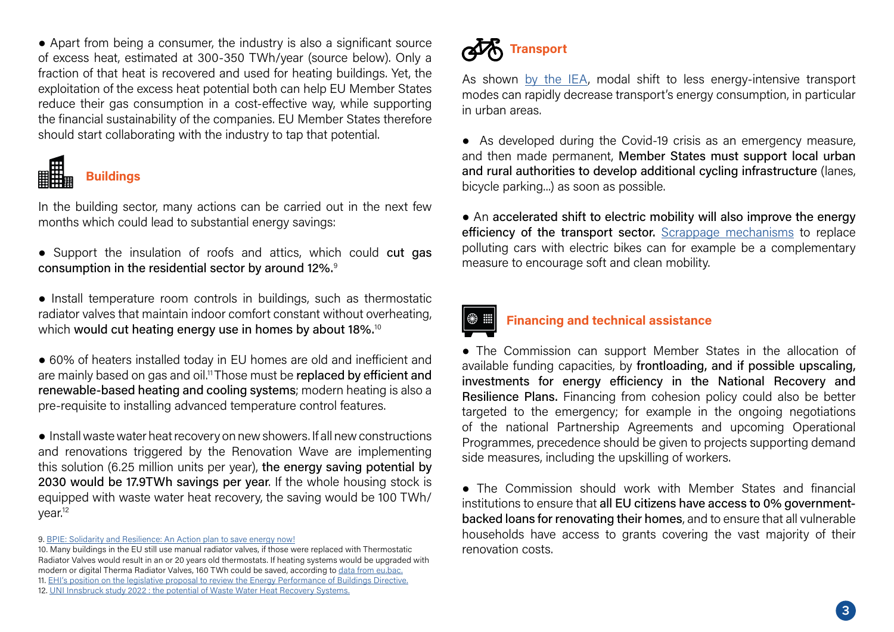● Apart from being a consumer, the industry is also a significant source of excess heat, estimated at 300-350 TWh/year (source below). Only a fraction of that heat is recovered and used for heating buildings. Yet, the exploitation of the excess heat potential both can help EU Member States reduce their gas consumption in a cost-effective way, while supporting the financial sustainability of the companies. EU Member States therefore should start collaborating with the industry to tap that potential.

## Buildings

In the building sector, many actions can be carried out in the next few months which could lead to substantial energy savings:

● Support the insulation of roofs and attics, which could **cut gas consumption in the residential sector by around 12%.**[9]

● Install temperature room controls in buildings, such as thermostatic radiator valves that maintain indoor comfort constant without overheating, which **would cut heating energy use in homes by about 18%.**[10]

● 60% of heaters installed today in EU homes are old and inefficient and are mainly based on gas and oil.[11] Those must be **replaced by efficient and renewable-based heating and cooling systems**; modern heating is also a pre-requisite to installing advanced temperature control features.

● Install waste water heat recovery on new showers. If all new constructions and renovations triggered by the Renovation Wave are implementing this solution (6.25 million units per year), **the energy saving potential by 2030 would be 17.9TWh savings per year**. If the whole housing stock is equipped with waste water heat recovery, the saving would be 100 TWh/year.[12]

9. BPIE: Solidarity and Resilience: An Action plan to save energy now!

10. Many buildings in the EU still use manual radiator valves, if those were replaced with Thermostatic Radiator Valves would result in an or 20 years old thermostats. If heating systems would be upgraded with modern or digital Therma Radiator Valves, 160 TWh could be saved, according to data from eu.bac.

11. EHI's position on the legislative proposal to review the Energy Performance of Buildings Directive.

12. UNI Innsbruck study 2022 : the potential of Waste Water Heat Recovery Systems.

## Transport

As shown by the IEA, modal shift to less energy-intensive transport modes can rapidly decrease transport's energy consumption, in particular in urban areas.

● As developed during the Covid-19 crisis as an emergency measure, and then made permanent, **Member States must support local urban and rural authorities to develop additional cycling infrastructure** (lanes, bicycle parking...) as soon as possible.

● An **accelerated shift to electric mobility will also improve the energy efficiency of the transport sector.** Scrappage mechanisms to replace polluting cars with electric bikes can for example be a complementary measure to encourage soft and clean mobility.

## Financing and technical assistance

● The Commission can support Member States in the allocation of available funding capacities, by **frontloading, and if possible upscaling, investments for energy efficiency in the National Recovery and Resilience Plans.** Financing from cohesion policy could also be better targeted to the emergency; for example in the ongoing negotiations of the national Partnership Agreements and upcoming Operational Programmes, precedence should be given to projects supporting demand side measures, including the upskilling of workers.

● The Commission should work with Member States and financial institutions to ensure that **all EU citizens have access to 0% government-backed loans for renovating their homes**, and to ensure that all vulnerable households have access to grants covering the vast majority of their renovation costs.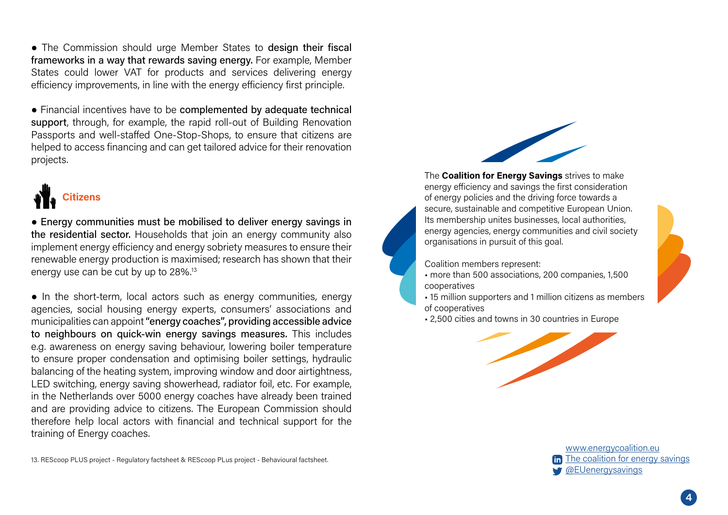- The Commission should urge Member States to **design their fiscal frameworks in a way that rewards saving energy.** For example, Member States could lower VAT for products and services delivering energy efficiency improvements, in line with the energy efficiency first principle.

- Financial incentives have to be **complemented by adequate technical support**, through, for example, the rapid roll-out of Building Renovation Passports and well-staffed One-Stop-Shops, to ensure that citizens are helped to access financing and can get tailored advice for their renovation projects.

## Citizens

- **Energy communities must be mobilised to deliver energy savings in the residential sector.** Households that join an energy community also implement energy efficiency and energy sobriety measures to ensure their renewable energy production is maximised; research has shown that their energy use can be cut by up to 28%.[13]

- In the short-term, local actors such as energy communities, energy agencies, social housing energy experts, consumers' associations and municipalities can appoint **"energy coaches", providing accessible advice to neighbours on quick-win energy savings measures.** This includes e.g. awareness on energy saving behaviour, lowering boiler temperature to ensure proper condensation and optimising boiler settings, hydraulic balancing of the heating system, improving window and door airtightness, LED switching, energy saving showerhead, radiator foil, etc. For example, in the Netherlands over 5000 energy coaches have already been trained and are providing advice to citizens. The European Commission should therefore help local actors with financial and technical support for the training of Energy coaches.

13. REScoop PLUS project - Regulatory factsheet & REScoop PLus project - Behavioural factsheet.

The **Coalition for Energy Savings** strives to make energy efficiency and savings the first consideration of energy policies and the driving force towards a secure, sustainable and competitive European Union. Its membership unites businesses, local authorities, energy agencies, energy communities and civil society organisations in pursuit of this goal.

Coalition members represent:

- more than 500 associations, 200 companies, 1,500 cooperatives
- 15 million supporters and 1 million citizens as members of cooperatives
- 2,500 cities and towns in 30 countries in Europe

www.energycoalition.eu
The coalition for energy savings
@EUenergysavings